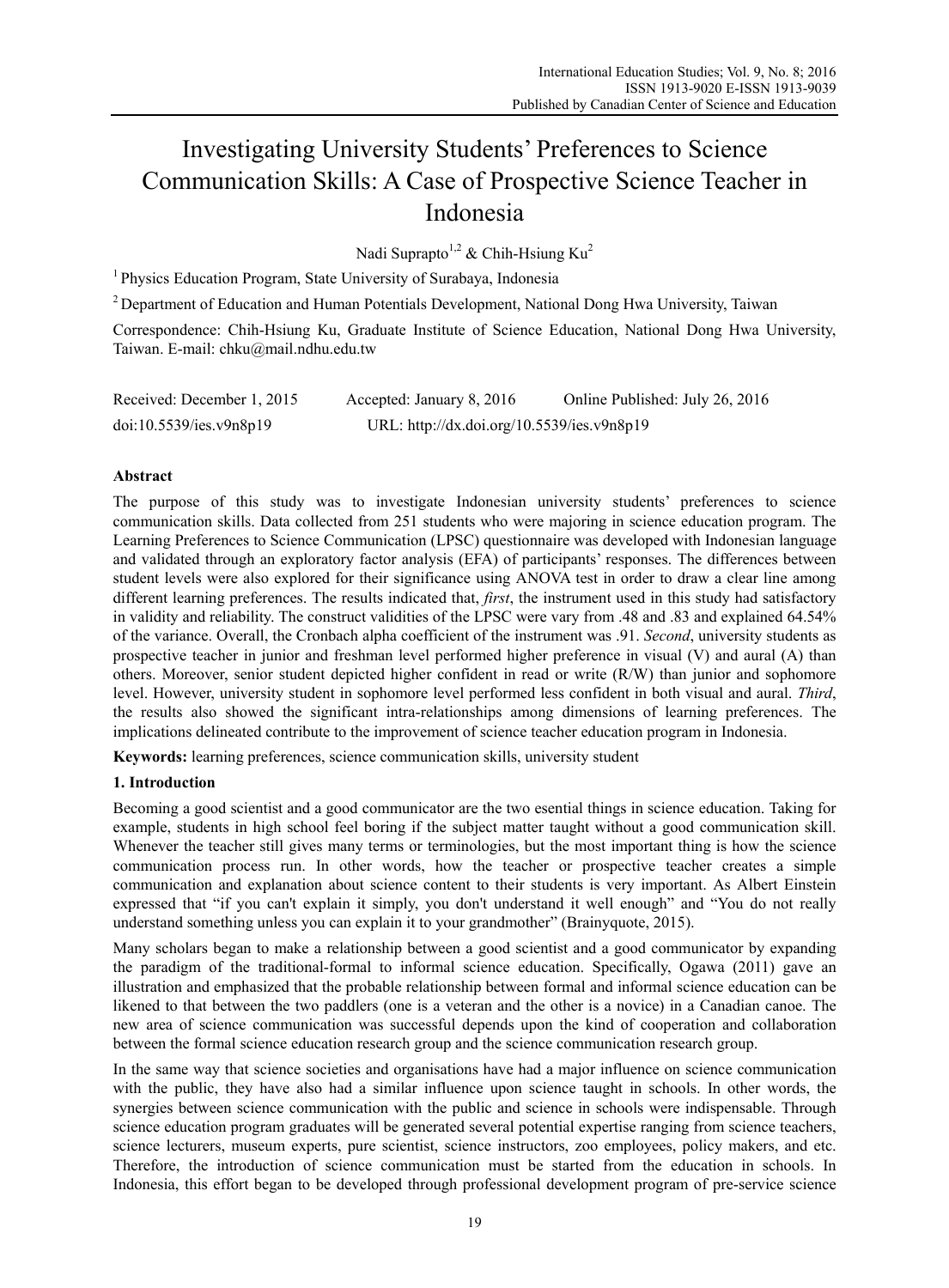# Investigating University Students' Preferences to Science Communication Skills: A Case of Prospective Science Teacher in Indonesia

Nadi Suprapto[1,2] & Chih-Hsiung Ku[2]

[1] Physics Education Program, State University of Surabaya, Indonesia

[2] Department of Education and Human Potentials Development, National Dong Hwa University, Taiwan

Correspondence: Chih-Hsiung Ku, Graduate Institute of Science Education, National Dong Hwa University, Taiwan. E-mail: chku@mail.ndhu.edu.tw

Received: December 1, 2015 Accepted: January 8, 2016 Online Published: July 26, 2016

doi:10.5539/ies.v9n8p19 URL: http://dx.doi.org/10.5539/ies.v9n8p19

**Abstract**

The purpose of this study was to investigate Indonesian university students' preferences to science communication skills. Data collected from 251 students who were majoring in science education program. The Learning Preferences to Science Communication (LPSC) questionnaire was developed with Indonesian language and validated through an exploratory factor analysis (EFA) of participants' responses. The differences between student levels were also explored for their significance using ANOVA test in order to draw a clear line among different learning preferences. The results indicated that, *first*, the instrument used in this study had satisfactory in validity and reliability. The construct validities of the LPSC were vary from .48 and .83 and explained 64.54% of the variance. Overall, the Cronbach alpha coefficient of the instrument was .91. *Second*, university students as prospective teacher in junior and freshman level performed higher preference in visual (V) and aural (A) than others. Moreover, senior student depicted higher confident in read or write (R/W) than junior and sophomore level. However, university student in sophomore level performed less confident in both visual and aural. *Third*, the results also showed the significant intra-relationships among dimensions of learning preferences. The implications delineated contribute to the improvement of science teacher education program in Indonesia.

**Keywords:** learning preferences, science communication skills, university student

## 1. Introduction

Becoming a good scientist and a good communicator are the two esential things in science education. Taking for example, students in high school feel boring if the subject matter taught without a good communication skill. Whenever the teacher still gives many terms or terminologies, but the most important thing is how the science communication process run. In other words, how the teacher or prospective teacher creates a simple communication and explanation about science content to their students is very important. As Albert Einstein expressed that "if you can't explain it simply, you don't understand it well enough" and "You do not really understand something unless you can explain it to your grandmother" (Brainyquote, 2015).

Many scholars began to make a relationship between a good scientist and a good communicator by expanding the paradigm of the traditional-formal to informal science education. Specifically, Ogawa (2011) gave an illustration and emphasized that the probable relationship between formal and informal science education can be likened to that between the two paddlers (one is a veteran and the other is a novice) in a Canadian canoe. The new area of science communication was successful depends upon the kind of cooperation and collaboration between the formal science education research group and the science communication research group.

In the same way that science societies and organisations have had a major influence on science communication with the public, they have also had a similar influence upon science taught in schools. In other words, the synergies between science communication with the public and science in schools were indispensable. Through science education program graduates will be generated several potential expertise ranging from science teachers, science lecturers, museum experts, pure scientist, science instructors, zoo employees, policy makers, and etc. Therefore, the introduction of science communication must be started from the education in schools. In Indonesia, this effort began to be developed through professional development program of pre-service science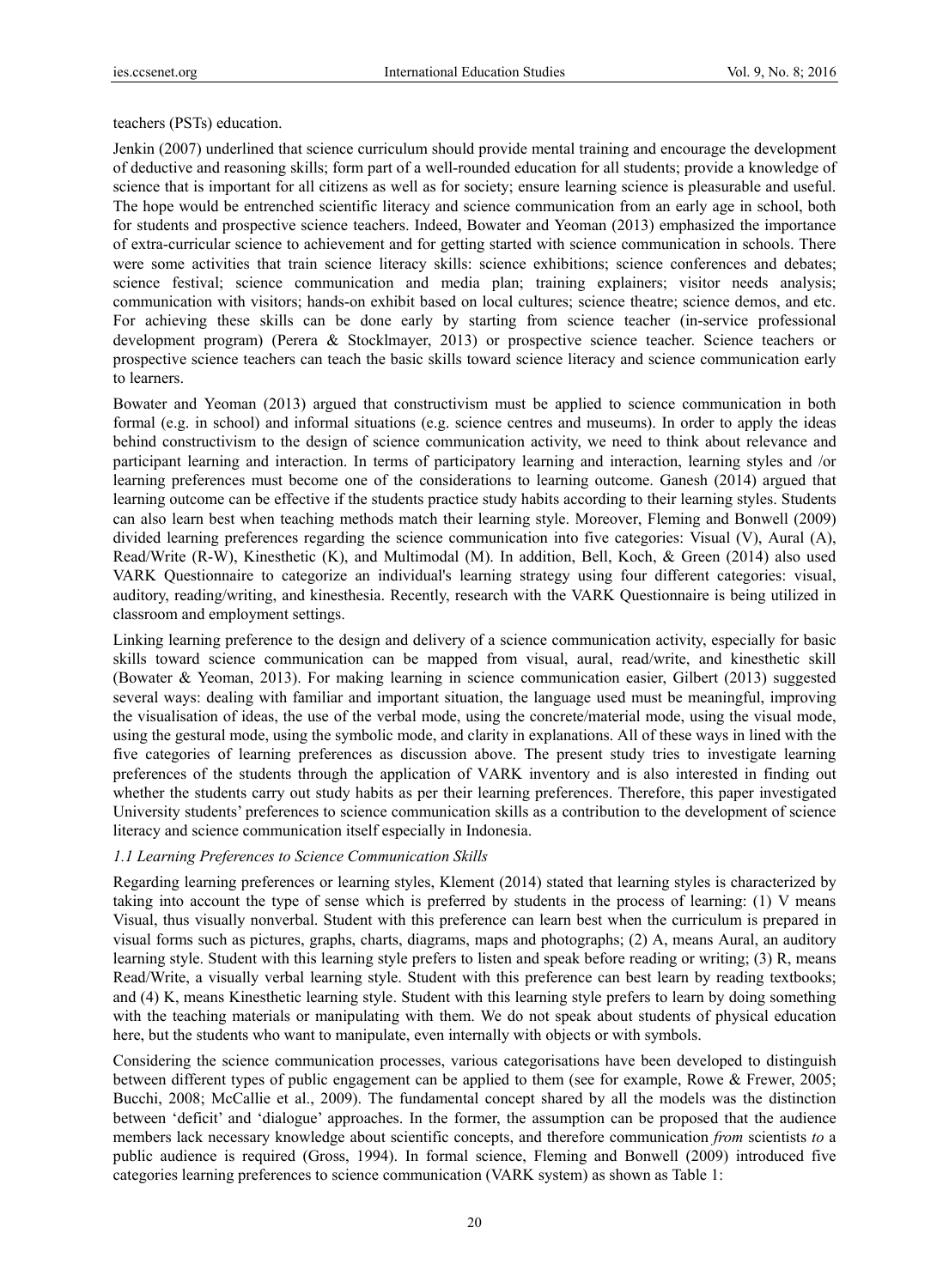teachers (PSTs) education.

Jenkin (2007) underlined that science curriculum should provide mental training and encourage the development of deductive and reasoning skills; form part of a well-rounded education for all students; provide a knowledge of science that is important for all citizens as well as for society; ensure learning science is pleasurable and useful. The hope would be entrenched scientific literacy and science communication from an early age in school, both for students and prospective science teachers. Indeed, Bowater and Yeoman (2013) emphasized the importance of extra-curricular science to achievement and for getting started with science communication in schools. There were some activities that train science literacy skills: science exhibitions; science conferences and debates; science festival; science communication and media plan; training explainers; visitor needs analysis; communication with visitors; hands-on exhibit based on local cultures; science theatre; science demos, and etc. For achieving these skills can be done early by starting from science teacher (in-service professional development program) (Perera & Stocklmayer, 2013) or prospective science teacher. Science teachers or prospective science teachers can teach the basic skills toward science literacy and science communication early to learners.

Bowater and Yeoman (2013) argued that constructivism must be applied to science communication in both formal (e.g. in school) and informal situations (e.g. science centres and museums). In order to apply the ideas behind constructivism to the design of science communication activity, we need to think about relevance and participant learning and interaction. In terms of participatory learning and interaction, learning styles and /or learning preferences must become one of the considerations to learning outcome. Ganesh (2014) argued that learning outcome can be effective if the students practice study habits according to their learning styles. Students can also learn best when teaching methods match their learning style. Moreover, Fleming and Bonwell (2009) divided learning preferences regarding the science communication into five categories: Visual (V), Aural (A), Read/Write (R-W), Kinesthetic (K), and Multimodal (M). In addition, Bell, Koch, & Green (2014) also used VARK Questionnaire to categorize an individual's learning strategy using four different categories: visual, auditory, reading/writing, and kinesthesia. Recently, research with the VARK Questionnaire is being utilized in classroom and employment settings.

Linking learning preference to the design and delivery of a science communication activity, especially for basic skills toward science communication can be mapped from visual, aural, read/write, and kinesthetic skill (Bowater & Yeoman, 2013). For making learning in science communication easier, Gilbert (2013) suggested several ways: dealing with familiar and important situation, the language used must be meaningful, improving the visualisation of ideas, the use of the verbal mode, using the concrete/material mode, using the visual mode, using the gestural mode, using the symbolic mode, and clarity in explanations. All of these ways in lined with the five categories of learning preferences as discussion above. The present study tries to investigate learning preferences of the students through the application of VARK inventory and is also interested in finding out whether the students carry out study habits as per their learning preferences. Therefore, this paper investigated University students' preferences to science communication skills as a contribution to the development of science literacy and science communication itself especially in Indonesia.

### *1.1 Learning Preferences to Science Communication Skills*

Regarding learning preferences or learning styles, Klement (2014) stated that learning styles is characterized by taking into account the type of sense which is preferred by students in the process of learning: (1) V means Visual, thus visually nonverbal. Student with this preference can learn best when the curriculum is prepared in visual forms such as pictures, graphs, charts, diagrams, maps and photographs; (2) A, means Aural, an auditory learning style. Student with this learning style prefers to listen and speak before reading or writing; (3) R, means Read/Write, a visually verbal learning style. Student with this preference can best learn by reading textbooks; and (4) K, means Kinesthetic learning style. Student with this learning style prefers to learn by doing something with the teaching materials or manipulating with them. We do not speak about students of physical education here, but the students who want to manipulate, even internally with objects or with symbols.

Considering the science communication processes, various categorisations have been developed to distinguish between different types of public engagement can be applied to them (see for example, Rowe & Frewer, 2005; Bucchi, 2008; McCallie et al., 2009). The fundamental concept shared by all the models was the distinction between 'deficit' and 'dialogue' approaches. In the former, the assumption can be proposed that the audience members lack necessary knowledge about scientific concepts, and therefore communication *from* scientists *to* a public audience is required (Gross, 1994). In formal science, Fleming and Bonwell (2009) introduced five categories learning preferences to science communication (VARK system) as shown as Table 1: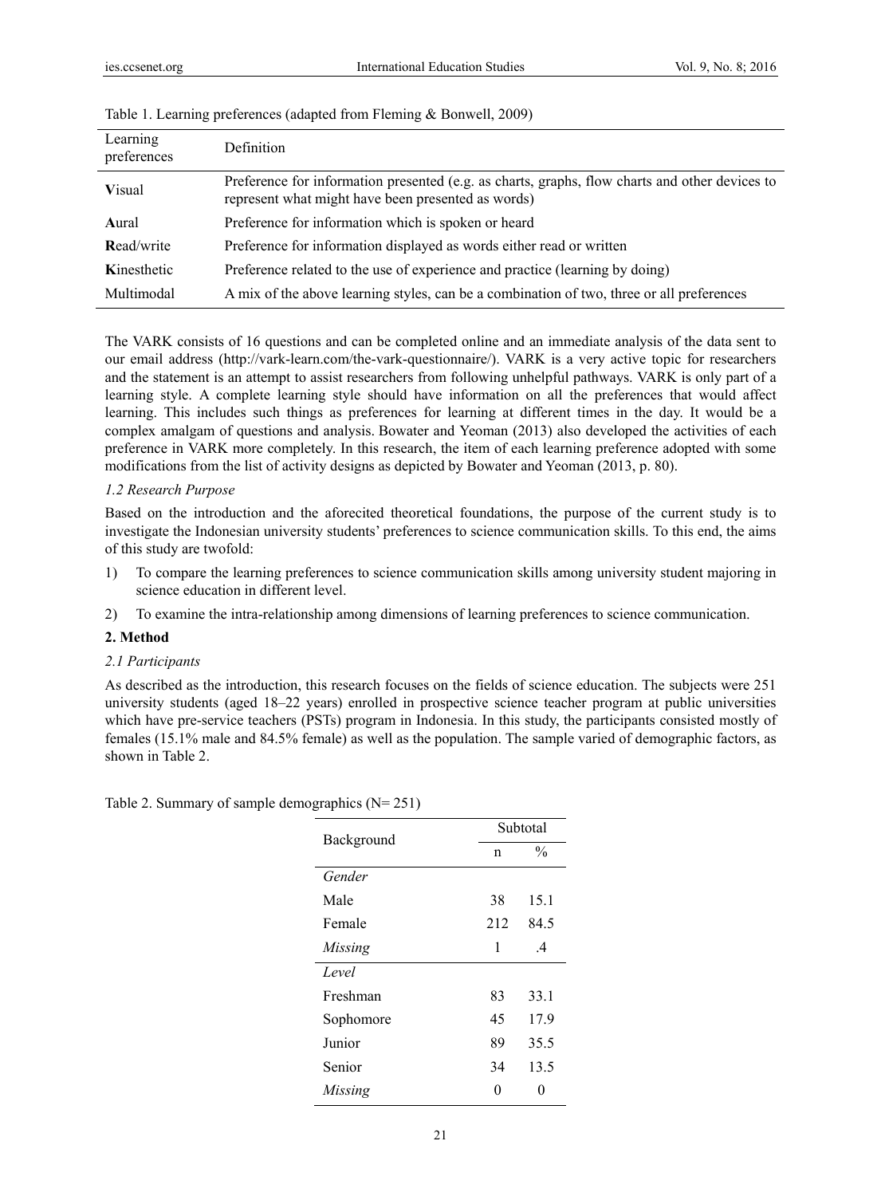Table 1. Learning preferences (adapted from Fleming & Bonwell, 2009)

| Learning preferences | Definition |
|---|---|
| **V**isual | Preference for information presented (e.g. as charts, graphs, flow charts and other devices to represent what might have been presented as words) |
| **A**ural | Preference for information which is spoken or heard |
| **R**ead/write | Preference for information displayed as words either read or written |
| **K**inesthetic | Preference related to the use of experience and practice (learning by doing) |
| Multimodal | A mix of the above learning styles, can be a combination of two, three or all preferences |

The VARK consists of 16 questions and can be completed online and an immediate analysis of the data sent to our email address (http://vark-learn.com/the-vark-questionnaire/). VARK is a very active topic for researchers and the statement is an attempt to assist researchers from following unhelpful pathways. VARK is only part of a learning style. A complete learning style should have information on all the preferences that would affect learning. This includes such things as preferences for learning at different times in the day. It would be a complex amalgam of questions and analysis. Bowater and Yeoman (2013) also developed the activities of each preference in VARK more completely. In this research, the item of each learning preference adopted with some modifications from the list of activity designs as depicted by Bowater and Yeoman (2013, p. 80).

### *1.2 Research Purpose*

Based on the introduction and the aforecited theoretical foundations, the purpose of the current study is to investigate the Indonesian university students' preferences to science communication skills. To this end, the aims of this study are twofold:

1) To compare the learning preferences to science communication skills among university student majoring in science education in different level.
2) To examine the intra-relationship among dimensions of learning preferences to science communication.

## 2. Method

### *2.1 Participants*

As described as the introduction, this research focuses on the fields of science education. The subjects were 251 university students (aged 18–22 years) enrolled in prospective science teacher program at public universities which have pre-service teachers (PSTs) program in Indonesia. In this study, the participants consisted mostly of females (15.1% male and 84.5% female) as well as the population. The sample varied of demographic factors, as shown in Table 2.

Table 2. Summary of sample demographics (N= 251)

| Background | Subtotal | |
|---|---|---|
| | n | % |
| *Gender* | | |
| Male | 38 | 15.1 |
| Female | 212 | 84.5 |
| *Missing* | 1 | .4 |
| *Level* | | |
| Freshman | 83 | 33.1 |
| Sophomore | 45 | 17.9 |
| Junior | 89 | 35.5 |
| Senior | 34 | 13.5 |
| *Missing* | 0 | 0 |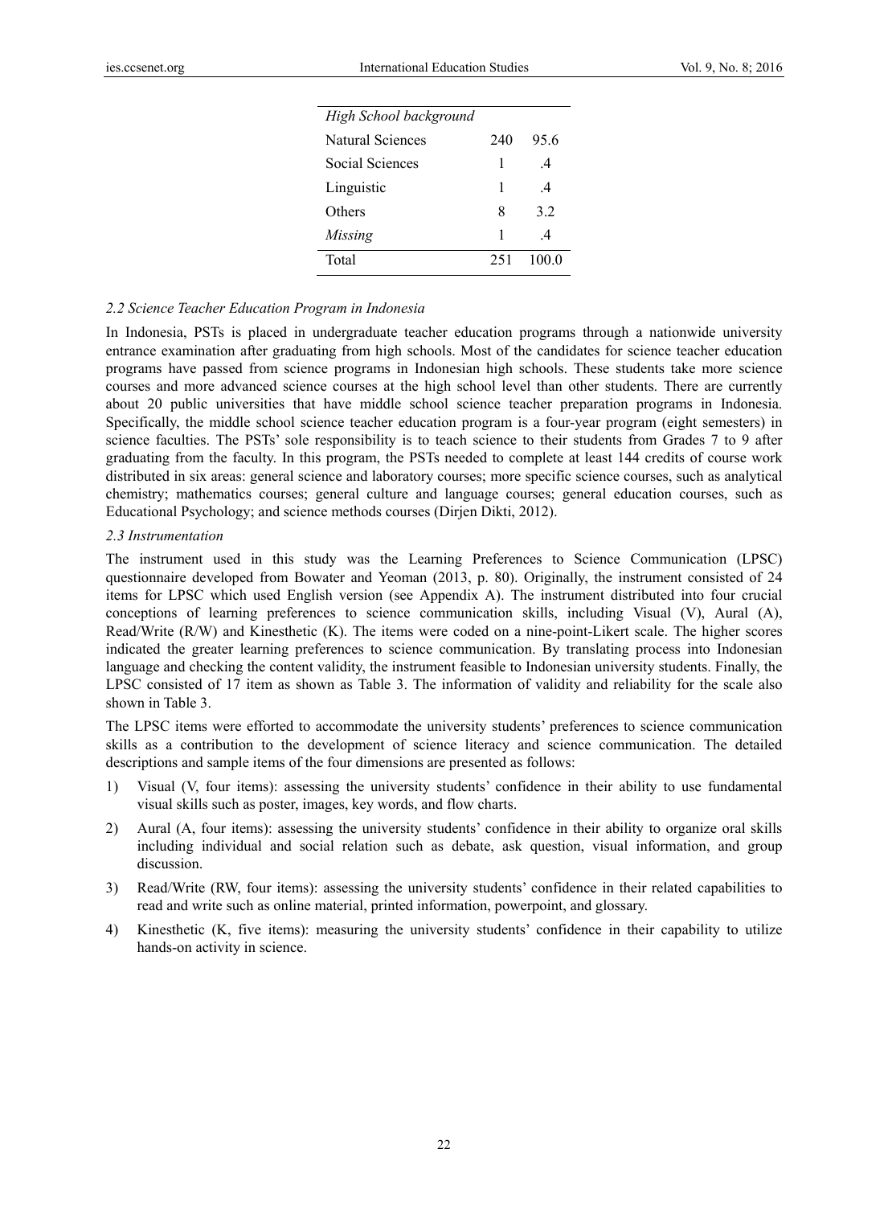| High School background | | |
|---|---|---|
| Natural Sciences | 240 | 95.6 |
| Social Sciences | 1 | .4 |
| Linguistic | 1 | .4 |
| Others | 8 | 3.2 |
| *Missing* | 1 | .4 |
| Total | 251 | 100.0 |

### *2.2 Science Teacher Education Program in Indonesia*

In Indonesia, PSTs is placed in undergraduate teacher education programs through a nationwide university entrance examination after graduating from high schools. Most of the candidates for science teacher education programs have passed from science programs in Indonesian high schools. These students take more science courses and more advanced science courses at the high school level than other students. There are currently about 20 public universities that have middle school science teacher preparation programs in Indonesia. Specifically, the middle school science teacher education program is a four-year program (eight semesters) in science faculties. The PSTs' sole responsibility is to teach science to their students from Grades 7 to 9 after graduating from the faculty. In this program, the PSTs needed to complete at least 144 credits of course work distributed in six areas: general science and laboratory courses; more specific science courses, such as analytical chemistry; mathematics courses; general culture and language courses; general education courses, such as Educational Psychology; and science methods courses (Dirjen Dikti, 2012).

### *2.3 Instrumentation*

The instrument used in this study was the Learning Preferences to Science Communication (LPSC) questionnaire developed from Bowater and Yeoman (2013, p. 80). Originally, the instrument consisted of 24 items for LPSC which used English version (see Appendix A). The instrument distributed into four crucial conceptions of learning preferences to science communication skills, including Visual (V), Aural (A), Read/Write (R/W) and Kinesthetic (K). The items were coded on a nine-point-Likert scale. The higher scores indicated the greater learning preferences to science communication. By translating process into Indonesian language and checking the content validity, the instrument feasible to Indonesian university students. Finally, the LPSC consisted of 17 item as shown as Table 3. The information of validity and reliability for the scale also shown in Table 3.

The LPSC items were efforted to accommodate the university students' preferences to science communication skills as a contribution to the development of science literacy and science communication. The detailed descriptions and sample items of the four dimensions are presented as follows:

1) Visual (V, four items): assessing the university students' confidence in their ability to use fundamental visual skills such as poster, images, key words, and flow charts.
2) Aural (A, four items): assessing the university students' confidence in their ability to organize oral skills including individual and social relation such as debate, ask question, visual information, and group discussion.
3) Read/Write (RW, four items): assessing the university students' confidence in their related capabilities to read and write such as online material, printed information, powerpoint, and glossary.
4) Kinesthetic (K, five items): measuring the university students' confidence in their capability to utilize hands-on activity in science.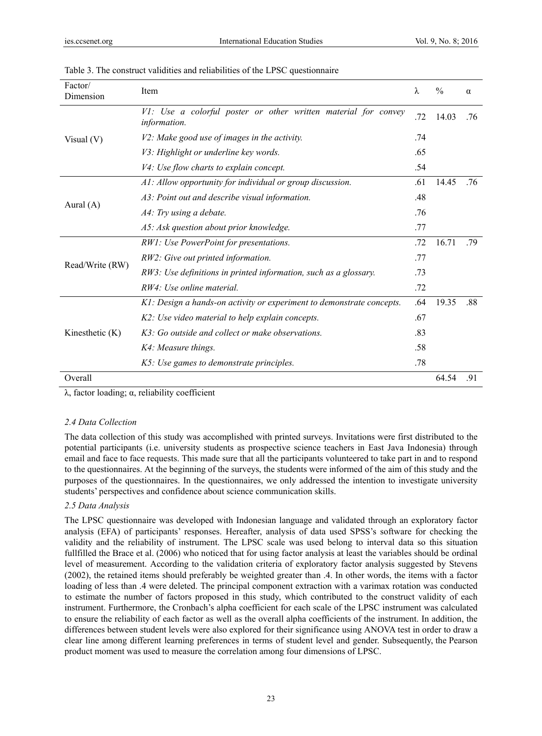Table 3. The construct validities and reliabilities of the LPSC questionnaire

| Factor/ Dimension | Item | λ | % | α |
|---|---|---|---|---|
| Visual (V) | *V1: Use a colorful poster or other written material for convey information.* | .72 | 14.03 | .76 |
| | *V2: Make good use of images in the activity.* | .74 | | |
| | *V3: Highlight or underline key words.* | .65 | | |
| | *V4: Use flow charts to explain concept.* | .54 | | |
| Aural (A) | *A1: Allow opportunity for individual or group discussion.* | .61 | 14.45 | .76 |
| | *A3: Point out and describe visual information.* | .48 | | |
| | *A4: Try using a debate.* | .76 | | |
| | *A5: Ask question about prior knowledge.* | .77 | | |
| Read/Write (RW) | *RW1: Use PowerPoint for presentations.* | .72 | 16.71 | .79 |
| | *RW2: Give out printed information.* | .77 | | |
| | *RW3: Use definitions in printed information, such as a glossary.* | .73 | | |
| | *RW4: Use online material.* | .72 | | |
| Kinesthetic (K) | *K1: Design a hands-on activity or experiment to demonstrate concepts.* | .64 | 19.35 | .88 |
| | *K2: Use video material to help explain concepts.* | .67 | | |
| | *K3: Go outside and collect or make observations.* | .83 | | |
| | *K4: Measure things.* | .58 | | |
| | *K5: Use games to demonstrate principles.* | .78 | | |
| Overall | | | 64.54 | .91 |

λ, factor loading; α, reliability coefficient

### *2.4 Data Collection*

The data collection of this study was accomplished with printed surveys. Invitations were first distributed to the potential participants (i.e. university students as prospective science teachers in East Java Indonesia) through email and face to face requests. This made sure that all the participants volunteered to take part in and to respond to the questionnaires. At the beginning of the surveys, the students were informed of the aim of this study and the purposes of the questionnaires. In the questionnaires, we only addressed the intention to investigate university students' perspectives and confidence about science communication skills.

### *2.5 Data Analysis*

The LPSC questionnaire was developed with Indonesian language and validated through an exploratory factor analysis (EFA) of participants' responses. Hereafter, analysis of data used SPSS's software for checking the validity and the reliability of instrument. The LPSC scale was used belong to interval data so this situation fullfilled the Brace et al. (2006) who noticed that for using factor analysis at least the variables should be ordinal level of measurement. According to the validation criteria of exploratory factor analysis suggested by Stevens (2002), the retained items should preferably be weighted greater than .4. In other words, the items with a factor loading of less than .4 were deleted. The principal component extraction with a varimax rotation was conducted to estimate the number of factors proposed in this study, which contributed to the construct validity of each instrument. Furthermore, the Cronbach's alpha coefficient for each scale of the LPSC instrument was calculated to ensure the reliability of each factor as well as the overall alpha coefficients of the instrument. In addition, the differences between student levels were also explored for their significance using ANOVA test in order to draw a clear line among different learning preferences in terms of student level and gender. Subsequently, the Pearson product moment was used to measure the correlation among four dimensions of LPSC.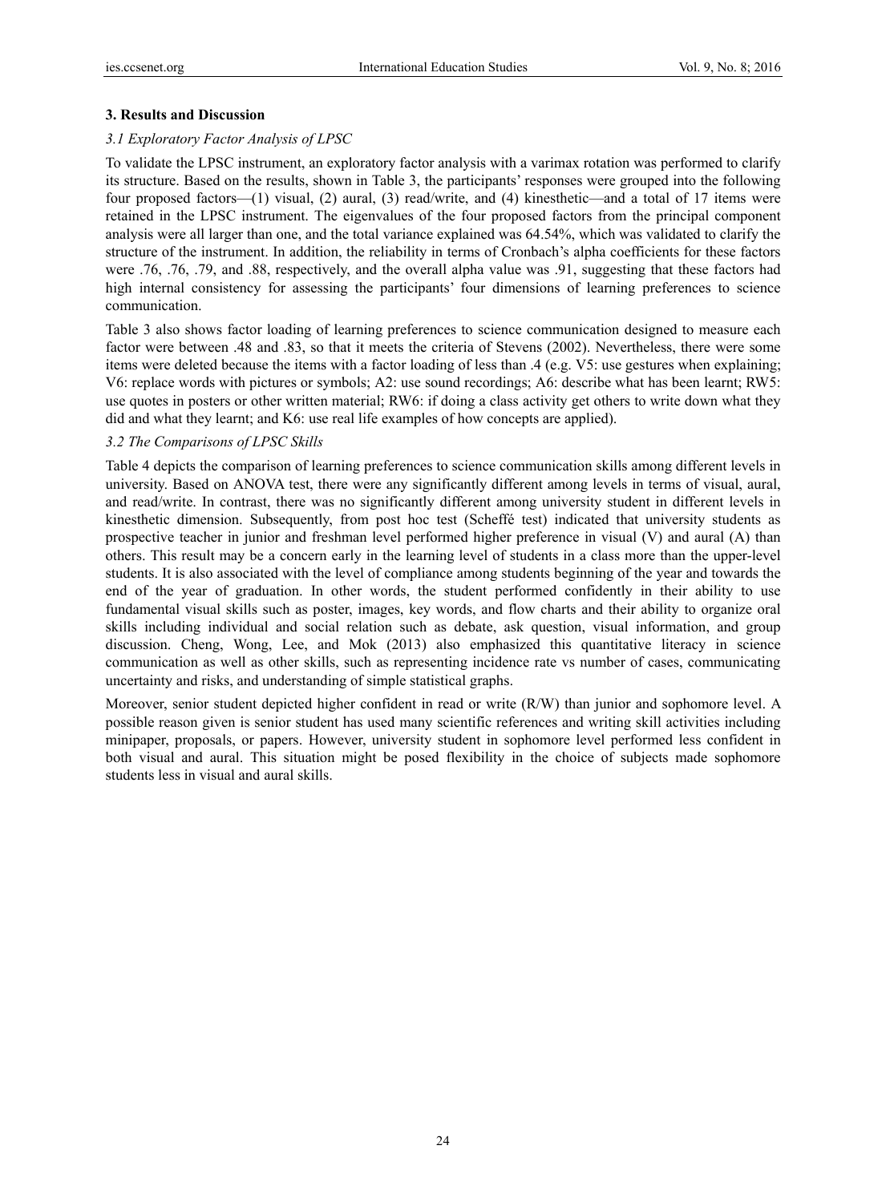## 3. Results and Discussion

### *3.1 Exploratory Factor Analysis of LPSC*

To validate the LPSC instrument, an exploratory factor analysis with a varimax rotation was performed to clarify its structure. Based on the results, shown in Table 3, the participants' responses were grouped into the following four proposed factors—(1) visual, (2) aural, (3) read/write, and (4) kinesthetic—and a total of 17 items were retained in the LPSC instrument. The eigenvalues of the four proposed factors from the principal component analysis were all larger than one, and the total variance explained was 64.54%, which was validated to clarify the structure of the instrument. In addition, the reliability in terms of Cronbach's alpha coefficients for these factors were .76, .76, .79, and .88, respectively, and the overall alpha value was .91, suggesting that these factors had high internal consistency for assessing the participants' four dimensions of learning preferences to science communication.

Table 3 also shows factor loading of learning preferences to science communication designed to measure each factor were between .48 and .83, so that it meets the criteria of Stevens (2002). Nevertheless, there were some items were deleted because the items with a factor loading of less than .4 (e.g. V5: use gestures when explaining; V6: replace words with pictures or symbols; A2: use sound recordings; A6: describe what has been learnt; RW5: use quotes in posters or other written material; RW6: if doing a class activity get others to write down what they did and what they learnt; and K6: use real life examples of how concepts are applied).

### *3.2 The Comparisons of LPSC Skills*

Table 4 depicts the comparison of learning preferences to science communication skills among different levels in university. Based on ANOVA test, there were any significantly different among levels in terms of visual, aural, and read/write. In contrast, there was no significantly different among university student in different levels in kinesthetic dimension. Subsequently, from post hoc test (Scheffé test) indicated that university students as prospective teacher in junior and freshman level performed higher preference in visual (V) and aural (A) than others. This result may be a concern early in the learning level of students in a class more than the upper-level students. It is also associated with the level of compliance among students beginning of the year and towards the end of the year of graduation. In other words, the student performed confidently in their ability to use fundamental visual skills such as poster, images, key words, and flow charts and their ability to organize oral skills including individual and social relation such as debate, ask question, visual information, and group discussion. Cheng, Wong, Lee, and Mok (2013) also emphasized this quantitative literacy in science communication as well as other skills, such as representing incidence rate vs number of cases, communicating uncertainty and risks, and understanding of simple statistical graphs.

Moreover, senior student depicted higher confident in read or write (R/W) than junior and sophomore level. A possible reason given is senior student has used many scientific references and writing skill activities including minipaper, proposals, or papers. However, university student in sophomore level performed less confident in both visual and aural. This situation might be posed flexibility in the choice of subjects made sophomore students less in visual and aural skills.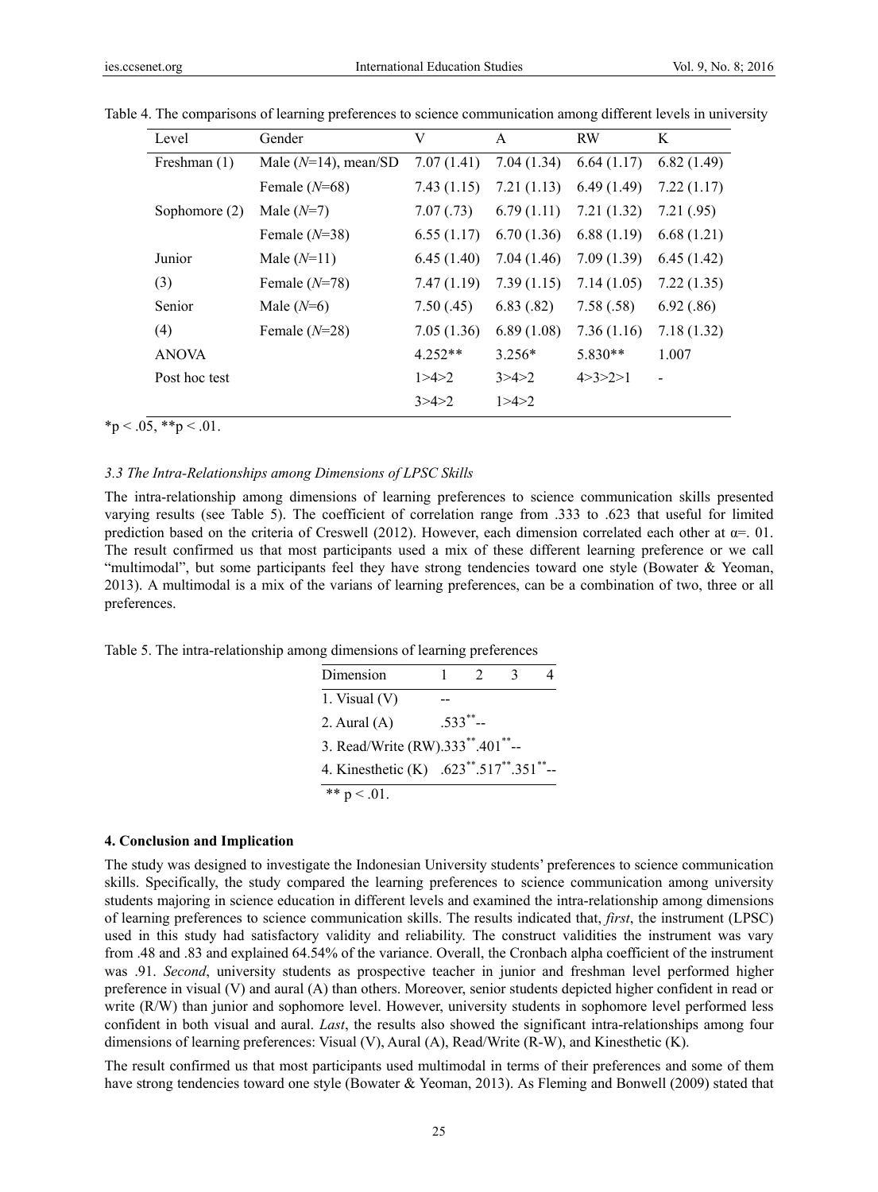Table 4. The comparisons of learning preferences to science communication among different levels in university

| Level | Gender | V | A | RW | K |
|---|---|---|---|---|---|
| Freshman (1) | Male (*N*=14), mean/SD | 7.07 (1.41) | 7.04 (1.34) | 6.64 (1.17) | 6.82 (1.49) |
| | Female (*N*=68) | 7.43 (1.15) | 7.21 (1.13) | 6.49 (1.49) | 7.22 (1.17) |
| Sophomore (2) | Male (*N*=7) | 7.07 (.73) | 6.79 (1.11) | 7.21 (1.32) | 7.21 (.95) |
| | Female (*N*=38) | 6.55 (1.17) | 6.70 (1.36) | 6.88 (1.19) | 6.68 (1.21) |
| Junior (3) | Male (*N*=11) | 6.45 (1.40) | 7.04 (1.46) | 7.09 (1.39) | 6.45 (1.42) |
| | Female (*N*=78) | 7.47 (1.19) | 7.39 (1.15) | 7.14 (1.05) | 7.22 (1.35) |
| Senior (4) | Male (*N*=6) | 7.50 (.45) | 6.83 (.82) | 7.58 (.58) | 6.92 (.86) |
| | Female (*N*=28) | 7.05 (1.36) | 6.89 (1.08) | 7.36 (1.16) | 7.18 (1.32) |
| ANOVA | | 4.252** | 3.256* | 5.830** | 1.007 |
| Post hoc test | | 1>4>2 | 3>4>2 | 4>3>2>1 | - |
| | | 3>4>2 | 1>4>2 | | |

*p < .05, **p < .01.

### 3.3 The Intra-Relationships among Dimensions of LPSC Skills

The intra-relationship among dimensions of learning preferences to science communication skills presented varying results (see Table 5). The coefficient of correlation range from .333 to .623 that useful for limited prediction based on the criteria of Creswell (2012). However, each dimension correlated each other at α=. 01. The result confirmed us that most participants used a mix of these different learning preference or we call "multimodal", but some participants feel they have strong tendencies toward one style (Bowater & Yeoman, 2013). A multimodal is a mix of the varians of learning preferences, can be a combination of two, three or all preferences.

Table 5. The intra-relationship among dimensions of learning preferences

| Dimension | 1 | 2 | 3 | 4 |
|---|---|---|---|---|
| 1. Visual (V) | -- | | | |
| 2. Aural (A) | .533** | -- | | |
| 3. Read/Write (RW) | .333** | .401** | -- | |
| 4. Kinesthetic (K) | .623** | .517** | .351** | -- |

** p < .01.

## 4. Conclusion and Implication

The study was designed to investigate the Indonesian University students' preferences to science communication skills. Specifically, the study compared the learning preferences to science communication among university students majoring in science education in different levels and examined the intra-relationship among dimensions of learning preferences to science communication skills. The results indicated that, *first*, the instrument (LPSC) used in this study had satisfactory validity and reliability. The construct validities the instrument was vary from .48 and .83 and explained 64.54% of the variance. Overall, the Cronbach alpha coefficient of the instrument was .91. *Second*, university students as prospective teacher in junior and freshman level performed higher preference in visual (V) and aural (A) than others. Moreover, senior students depicted higher confident in read or write (R/W) than junior and sophomore level. However, university students in sophomore level performed less confident in both visual and aural. *Last*, the results also showed the significant intra-relationships among four dimensions of learning preferences: Visual (V), Aural (A), Read/Write (R-W), and Kinesthetic (K).

The result confirmed us that most participants used multimodal in terms of their preferences and some of them have strong tendencies toward one style (Bowater & Yeoman, 2013). As Fleming and Bonwell (2009) stated that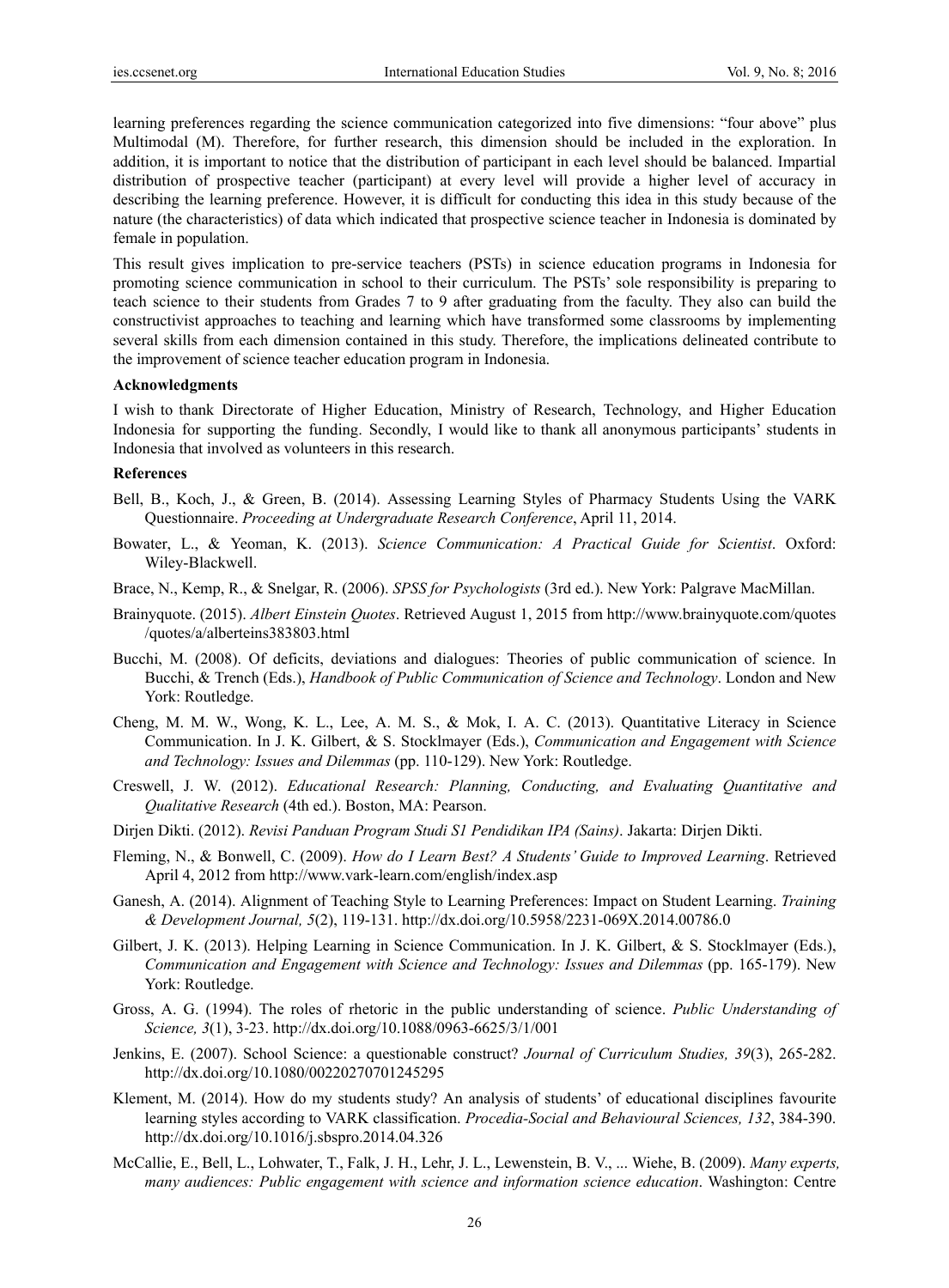learning preferences regarding the science communication categorized into five dimensions: "four above" plus Multimodal (M). Therefore, for further research, this dimension should be included in the exploration. In addition, it is important to notice that the distribution of participant in each level should be balanced. Impartial distribution of prospective teacher (participant) at every level will provide a higher level of accuracy in describing the learning preference. However, it is difficult for conducting this idea in this study because of the nature (the characteristics) of data which indicated that prospective science teacher in Indonesia is dominated by female in population.

This result gives implication to pre-service teachers (PSTs) in science education programs in Indonesia for promoting science communication in school to their curriculum. The PSTs' sole responsibility is preparing to teach science to their students from Grades 7 to 9 after graduating from the faculty. They also can build the constructivist approaches to teaching and learning which have transformed some classrooms by implementing several skills from each dimension contained in this study. Therefore, the implications delineated contribute to the improvement of science teacher education program in Indonesia.

**Acknowledgments**

I wish to thank Directorate of Higher Education, Ministry of Research, Technology, and Higher Education Indonesia for supporting the funding. Secondly, I would like to thank all anonymous participants' students in Indonesia that involved as volunteers in this research.

**References**

Bell, B., Koch, J., & Green, B. (2014). Assessing Learning Styles of Pharmacy Students Using the VARK Questionnaire. *Proceeding at Undergraduate Research Conference*, April 11, 2014.

Bowater, L., & Yeoman, K. (2013). *Science Communication: A Practical Guide for Scientist*. Oxford: Wiley-Blackwell.

Brace, N., Kemp, R., & Snelgar, R. (2006). *SPSS for Psychologists* (3rd ed.). New York: Palgrave MacMillan.

Brainyquote. (2015). *Albert Einstein Quotes*. Retrieved August 1, 2015 from http://www.brainyquote.com/quotes/quotes/a/alberteins383803.html

Bucchi, M. (2008). Of deficits, deviations and dialogues: Theories of public communication of science. In Bucchi, & Trench (Eds.), *Handbook of Public Communication of Science and Technology*. London and New York: Routledge.

Cheng, M. M. W., Wong, K. L., Lee, A. M. S., & Mok, I. A. C. (2013). Quantitative Literacy in Science Communication. In J. K. Gilbert, & S. Stocklmayer (Eds.), *Communication and Engagement with Science and Technology: Issues and Dilemmas* (pp. 110-129). New York: Routledge.

Creswell, J. W. (2012). *Educational Research: Planning, Conducting, and Evaluating Quantitative and Qualitative Research* (4th ed.). Boston, MA: Pearson.

Dirjen Dikti. (2012). *Revisi Panduan Program Studi S1 Pendidikan IPA (Sains)*. Jakarta: Dirjen Dikti.

Fleming, N., & Bonwell, C. (2009). *How do I Learn Best? A Students' Guide to Improved Learning*. Retrieved April 4, 2012 from http://www.vark-learn.com/english/index.asp

Ganesh, A. (2014). Alignment of Teaching Style to Learning Preferences: Impact on Student Learning. *Training & Development Journal, 5*(2), 119-131. http://dx.doi.org/10.5958/2231-069X.2014.00786.0

Gilbert, J. K. (2013). Helping Learning in Science Communication. In J. K. Gilbert, & S. Stocklmayer (Eds.), *Communication and Engagement with Science and Technology: Issues and Dilemmas* (pp. 165-179). New York: Routledge.

Gross, A. G. (1994). The roles of rhetoric in the public understanding of science. *Public Understanding of Science, 3*(1), 3-23. http://dx.doi.org/10.1088/0963-6625/3/1/001

Jenkins, E. (2007). School Science: a questionable construct? *Journal of Curriculum Studies, 39*(3), 265-282. http://dx.doi.org/10.1080/00220270701245295

Klement, M. (2014). How do my students study? An analysis of students' of educational disciplines favourite learning styles according to VARK classification. *Procedia-Social and Behavioural Sciences, 132*, 384-390. http://dx.doi.org/10.1016/j.sbspro.2014.04.326

McCallie, E., Bell, L., Lohwater, T., Falk, J. H., Lehr, J. L., Lewenstein, B. V., ... Wiehe, B. (2009). *Many experts, many audiences: Public engagement with science and information science education*. Washington: Centre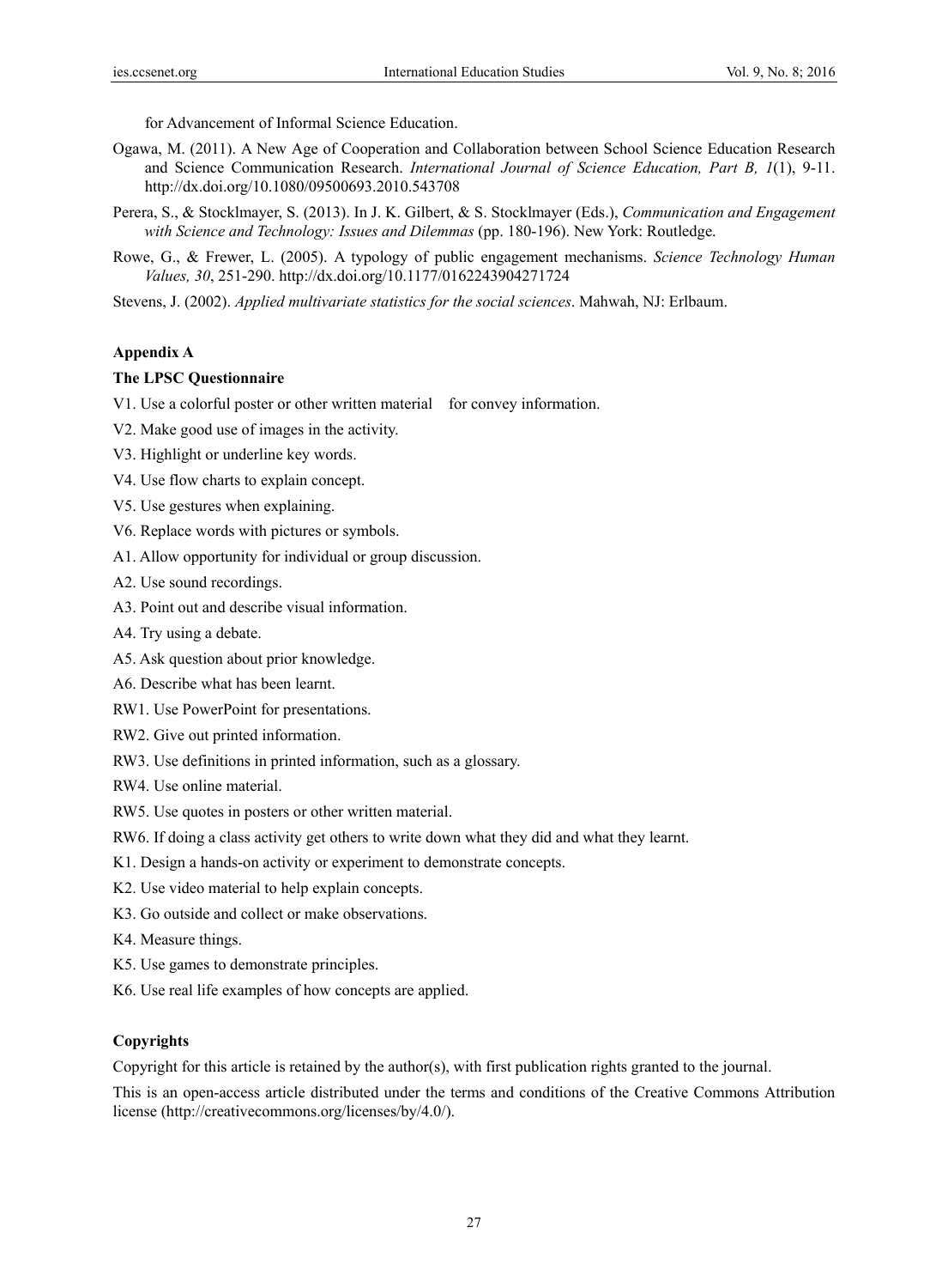for Advancement of Informal Science Education.

Ogawa, M. (2011). A New Age of Cooperation and Collaboration between School Science Education Research and Science Communication Research. *International Journal of Science Education, Part B, 1*(1), 9-11. http://dx.doi.org/10.1080/09500693.2010.543708

Perera, S., & Stocklmayer, S. (2013). In J. K. Gilbert, & S. Stocklmayer (Eds.), *Communication and Engagement with Science and Technology: Issues and Dilemmas* (pp. 180-196). New York: Routledge.

Rowe, G., & Frewer, L. (2005). A typology of public engagement mechanisms. *Science Technology Human Values, 30*, 251-290. http://dx.doi.org/10.1177/0162243904271724

Stevens, J. (2002). *Applied multivariate statistics for the social sciences*. Mahwah, NJ: Erlbaum.

**Appendix A**

**The LPSC Questionnaire**

V1. Use a colorful poster or other written material for convey information.

V2. Make good use of images in the activity.

V3. Highlight or underline key words.

V4. Use flow charts to explain concept.

V5. Use gestures when explaining.

V6. Replace words with pictures or symbols.

A1. Allow opportunity for individual or group discussion.

A2. Use sound recordings.

A3. Point out and describe visual information.

A4. Try using a debate.

A5. Ask question about prior knowledge.

A6. Describe what has been learnt.

RW1. Use PowerPoint for presentations.

RW2. Give out printed information.

RW3. Use definitions in printed information, such as a glossary.

RW4. Use online material.

RW5. Use quotes in posters or other written material.

RW6. If doing a class activity get others to write down what they did and what they learnt.

K1. Design a hands-on activity or experiment to demonstrate concepts.

K2. Use video material to help explain concepts.

K3. Go outside and collect or make observations.

K4. Measure things.

K5. Use games to demonstrate principles.

K6. Use real life examples of how concepts are applied.

**Copyrights**

Copyright for this article is retained by the author(s), with first publication rights granted to the journal.

This is an open-access article distributed under the terms and conditions of the Creative Commons Attribution license (http://creativecommons.org/licenses/by/4.0/).